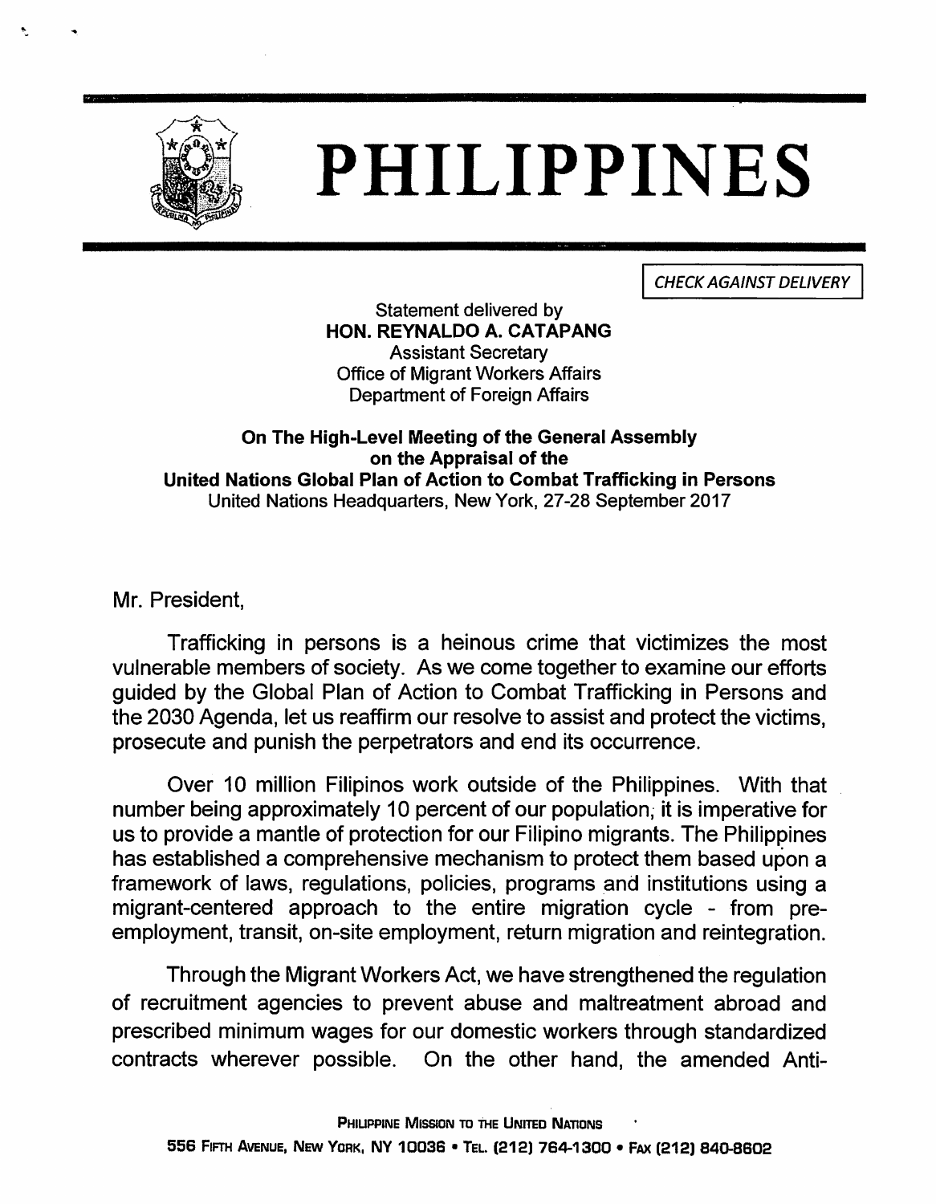# PHILIPPINES

CHECK AGAINST DELIVERY

Statement delivered by
**HON. REYNALDO A. CATAPANG**
Assistant Secretary
Office of Migrant Workers Affairs
Department of Foreign Affairs

**On The High-Level Meeting of the General Assembly on the Appraisal of the United Nations Global Plan of Action to Combat Trafficking in Persons**
United Nations Headquarters, New York, 27-28 September 2017

Mr. President,

Trafficking in persons is a heinous crime that victimizes the most vulnerable members of society. As we come together to examine our efforts guided by the Global Plan of Action to Combat Trafficking in Persons and the 2030 Agenda, let us reaffirm our resolve to assist and protect the victims, prosecute and punish the perpetrators and end its occurrence.

Over 10 million Filipinos work outside of the Philippines. With that number being approximately 10 percent of our population, it is imperative for us to provide a mantle of protection for our Filipino migrants. The Philippines has established a comprehensive mechanism to protect them based upon a framework of laws, regulations, policies, programs and institutions using a migrant-centered approach to the entire migration cycle - from pre-employment, transit, on-site employment, return migration and reintegration.

Through the Migrant Workers Act, we have strengthened the regulation of recruitment agencies to prevent abuse and maltreatment abroad and prescribed minimum wages for our domestic workers through standardized contracts wherever possible. On the other hand, the amended Anti-

PHILIPPINE MISSION TO THE UNITED NATIONS
556 FIFTH AVENUE, NEW YORK, NY 10036 • TEL. (212) 764-1300 • FAX (212) 840-8602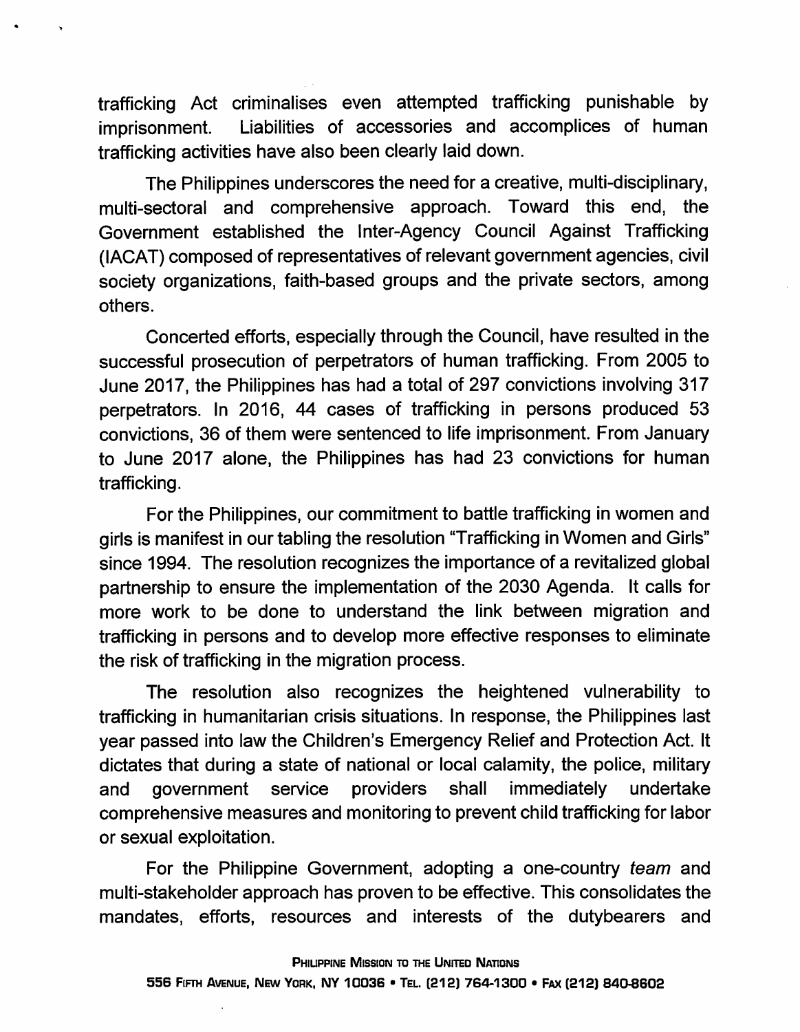trafficking Act criminalises even attempted trafficking punishable by imprisonment. Liabilities of accessories and accomplices of human trafficking activities have also been clearly laid down.

The Philippines underscores the need for a creative, multi-disciplinary, multi-sectoral and comprehensive approach. Toward this end, the Government established the Inter-Agency Council Against Trafficking (IACAT) composed of representatives of relevant government agencies, civil society organizations, faith-based groups and the private sectors, among others.

Concerted efforts, especially through the Council, have resulted in the successful prosecution of perpetrators of human trafficking. From 2005 to June 2017, the Philippines has had a total of 297 convictions involving 317 perpetrators. In 2016, 44 cases of trafficking in persons produced 53 convictions, 36 of them were sentenced to life imprisonment. From January to June 2017 alone, the Philippines has had 23 convictions for human trafficking.

For the Philippines, our commitment to battle trafficking in women and girls is manifest in our tabling the resolution "Trafficking in Women and Girls" since 1994. The resolution recognizes the importance of a revitalized global partnership to ensure the implementation of the 2030 Agenda. It calls for more work to be done to understand the link between migration and trafficking in persons and to develop more effective responses to eliminate the risk of trafficking in the migration process.

The resolution also recognizes the heightened vulnerability to trafficking in humanitarian crisis situations. In response, the Philippines last year passed into law the Children's Emergency Relief and Protection Act. It dictates that during a state of national or local calamity, the police, military and government service providers shall immediately undertake comprehensive measures and monitoring to prevent child trafficking for labor or sexual exploitation.

For the Philippine Government, adopting a one-country *team* and multi-stakeholder approach has proven to be effective. This consolidates the mandates, efforts, resources and interests of the dutybearers and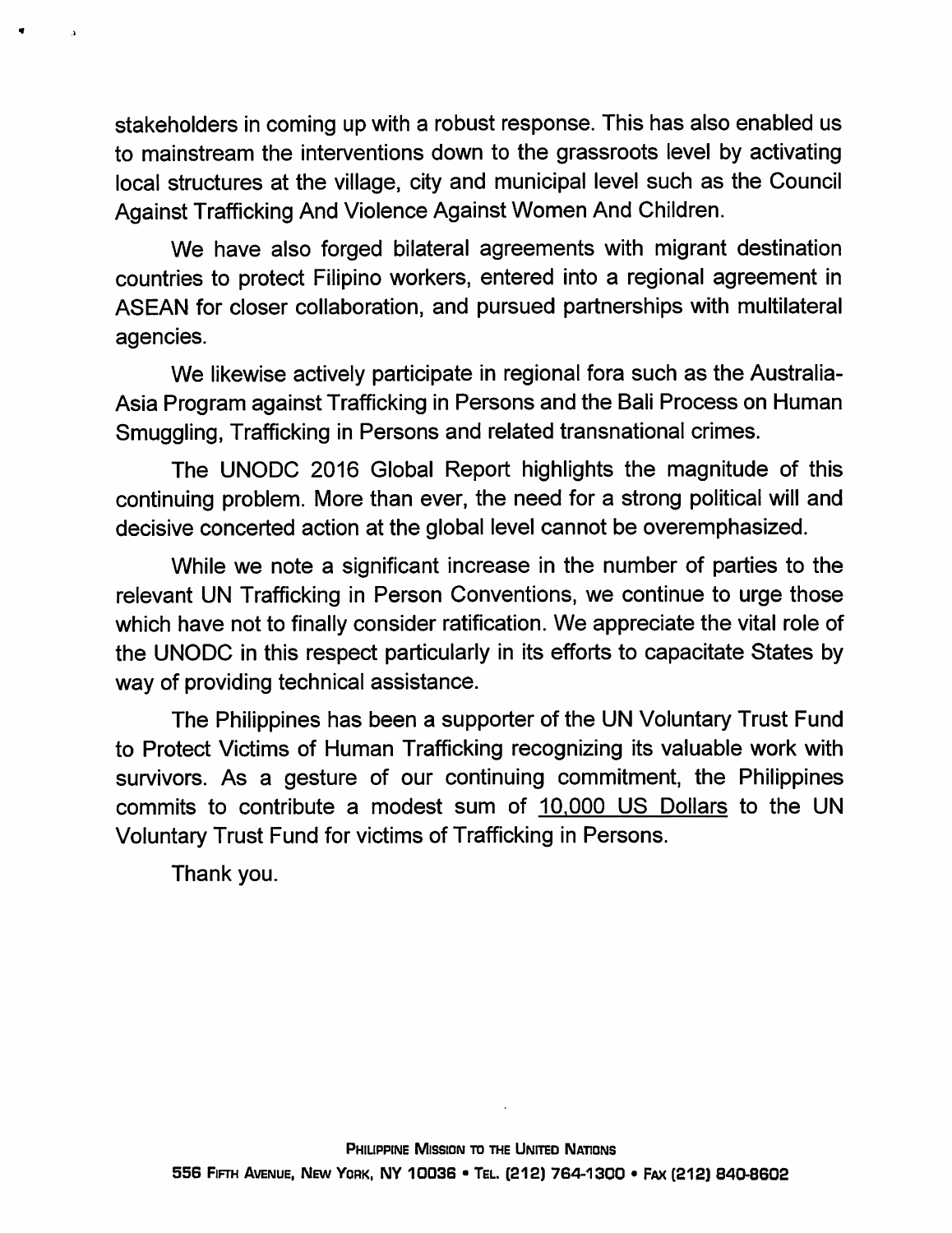stakeholders in coming up with a robust response. This has also enabled us to mainstream the interventions down to the grassroots level by activating local structures at the village, city and municipal level such as the Council Against Trafficking And Violence Against Women And Children.

We have also forged bilateral agreements with migrant destination countries to protect Filipino workers, entered into a regional agreement in ASEAN for closer collaboration, and pursued partnerships with multilateral agencies.

We likewise actively participate in regional fora such as the Australia-Asia Program against Trafficking in Persons and the Bali Process on Human Smuggling, Trafficking in Persons and related transnational crimes.

The UNODC 2016 Global Report highlights the magnitude of this continuing problem. More than ever, the need for a strong political will and decisive concerted action at the global level cannot be overemphasized.

While we note a significant increase in the number of parties to the relevant UN Trafficking in Person Conventions, we continue to urge those which have not to finally consider ratification. We appreciate the vital role of the UNODC in this respect particularly in its efforts to capacitate States by way of providing technical assistance.

The Philippines has been a supporter of the UN Voluntary Trust Fund to Protect Victims of Human Trafficking recognizing its valuable work with survivors. As a gesture of our continuing commitment, the Philippines commits to contribute a modest sum of 10,000 US Dollars to the UN Voluntary Trust Fund for victims of Trafficking in Persons.

Thank you.